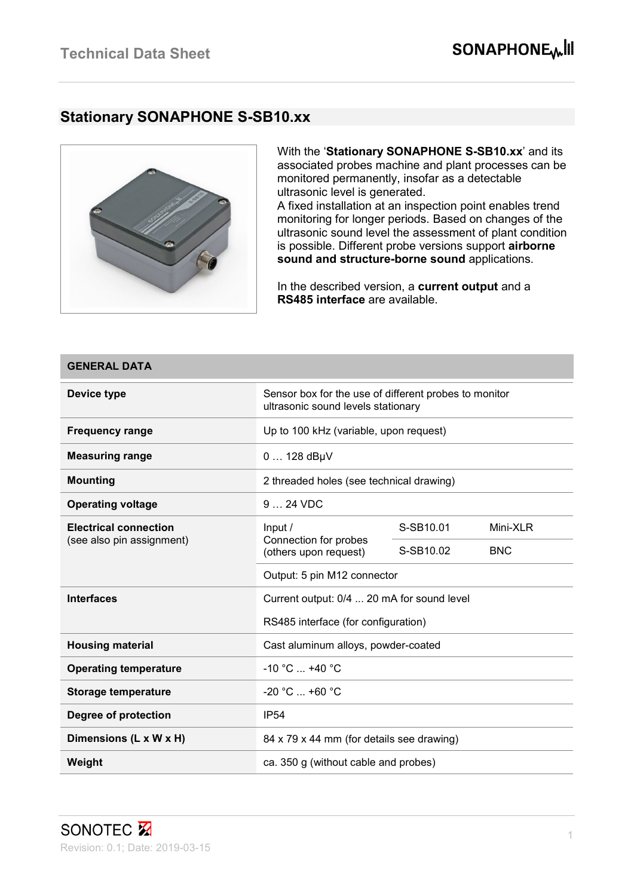## Stationary SONAPHONE S-SB10.xx

With the '**Stationary SONAPHONE S-SB10.xx**' and its associated probes machine and plant processes can be monitored permanently, insofar as a detectable ultrasonic level is generated.
A fixed installation at an inspection point enables trend monitoring for longer periods. Based on changes of the ultrasonic sound level the assessment of plant condition is possible. Different probe versions support **airborne sound and structure-borne sound** applications.

In the described version, a **current output** and a **RS485 interface** are available.

| GENERAL DATA | | | |
|---|---|---|---|
| **Device type** | Sensor box for the use of different probes to monitor ultrasonic sound levels stationary | | |
| **Frequency range** | Up to 100 kHz (variable, upon request) | | |
| **Measuring range** | 0 … 128 dBµV | | |
| **Mounting** | 2 threaded holes (see technical drawing) | | |
| **Operating voltage** | 9 … 24 VDC | | |
| **Electrical connection** (see also pin assignment) | Input / Connection for probes (others upon request) | S-SB10.01 | Mini-XLR |
| | | S-SB10.02 | BNC |
| | Output: 5 pin M12 connector | | |
| **Interfaces** | Current output: 0/4 ... 20 mA for sound level | | |
| | RS485 interface (for configuration) | | |
| **Housing material** | Cast aluminum alloys, powder-coated | | |
| **Operating temperature** | -10 °C ... +40 °C | | |
| **Storage temperature** | -20 °C ... +60 °C | | |
| **Degree of protection** | IP54 | | |
| **Dimensions (L x W x H)** | 84 x 79 x 44 mm (for details see drawing) | | |
| **Weight** | ca. 350 g (without cable and probes) | | |

Revision: 0.1; Date: 2019-03-15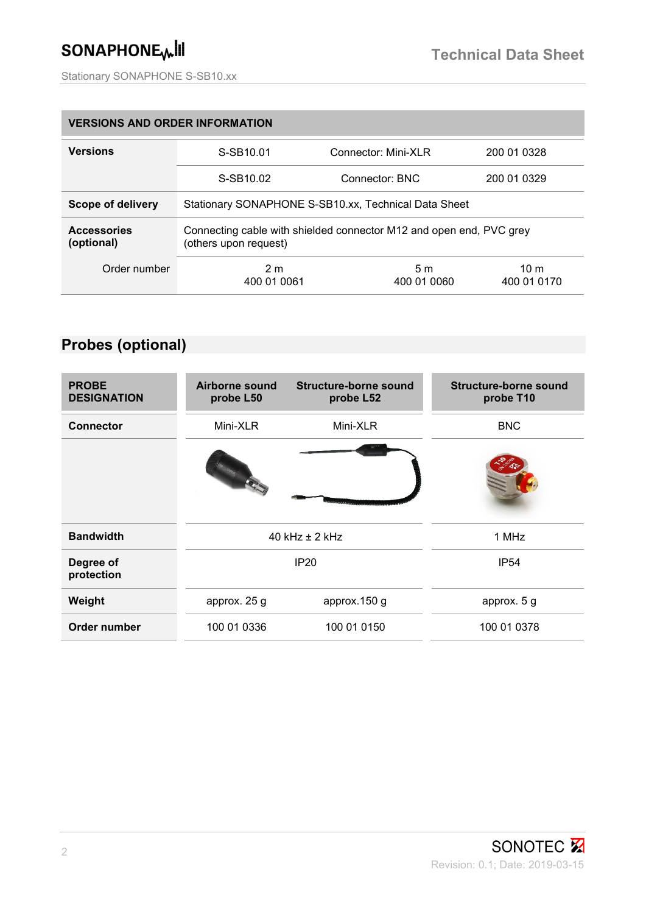| VERSIONS AND ORDER INFORMATION | | | |
|---|---|---|---|
| **Versions** | S-SB10.01 | Connector: Mini-XLR | 200 01 0328 |
| | S-SB10.02 | Connector: BNC | 200 01 0329 |
| **Scope of delivery** | Stationary SONAPHONE S-SB10.xx, Technical Data Sheet | | |
| **Accessories (optional)** | Connecting cable with shielded connector M12 and open end, PVC grey (others upon request) | | |
| Order number | 2 m<br>400 01 0061 | 5 m<br>400 01 0060 | 10 m<br>400 01 0170 |

## Probes (optional)

| PROBE DESIGNATION | Airborne sound probe L50 | Structure-borne sound probe L52 | Structure-borne sound probe T10 |
|---|---|---|---|
| **Connector** | Mini-XLR | Mini-XLR | BNC |
| | | | |
| **Bandwidth** | 40 kHz ± 2 kHz | | 1 MHz |
| **Degree of protection** | IP20 | | IP54 |
| **Weight** | approx. 25 g | approx.150 g | approx. 5 g |
| **Order number** | 100 01 0336 | 100 01 0150 | 100 01 0378 |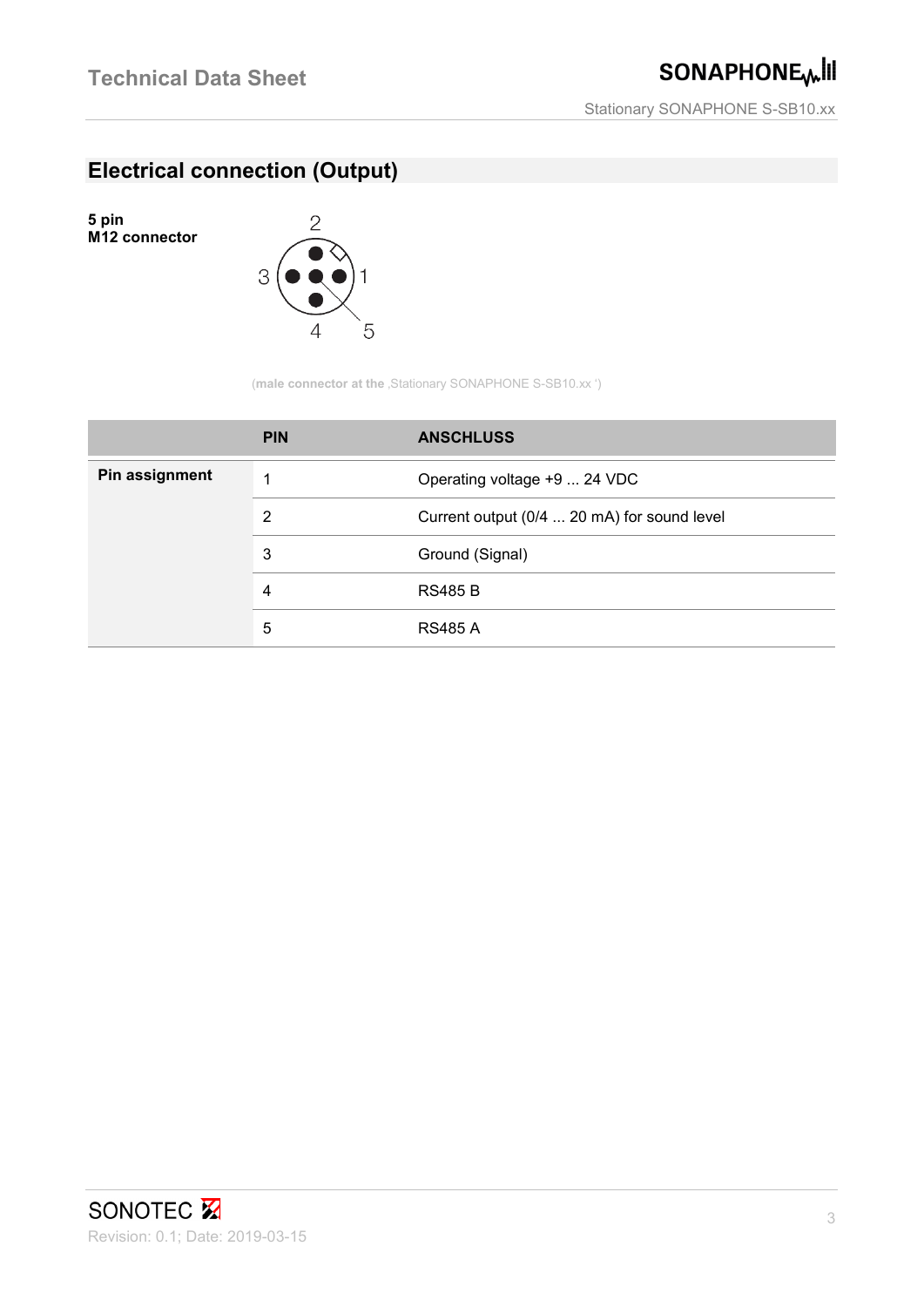## Electrical connection (Output)

**5 pin**
**M12 connector**

(**male connector at the** ‚Stationary SONAPHONE S-SB10.xx ')

| | PIN | ANSCHLUSS |
|---|---|---|
| **Pin assignment** | 1 | Operating voltage +9 ... 24 VDC |
| | 2 | Current output (0/4 ... 20 mA) for sound level |
| | 3 | Ground (Signal) |
| | 4 | RS485 B |
| | 5 | RS485 A |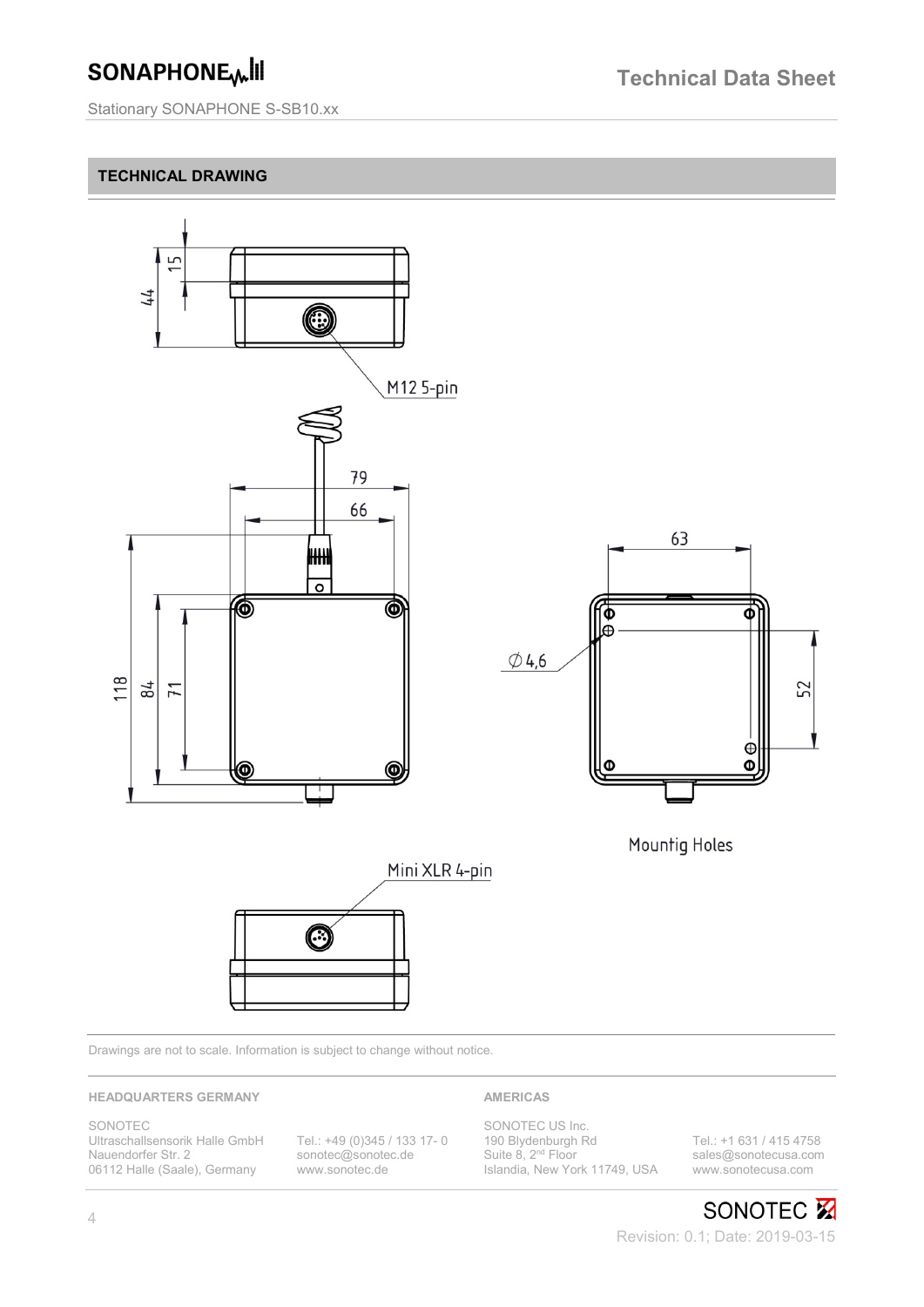## TECHNICAL DRAWING

15
44
M12 5-pin
79
66
63
118
84
71
∅4,6
52
Mountig Holes
Mini XLR 4-pin

Drawings are not to scale. Information is subject to change without notice.

**HEADQUARTERS GERMANY**

SONOTEC
Ultraschallsensorik Halle GmbH
Nauendorfer Str. 2
06112 Halle (Saale), Germany

Tel.: +49 (0)345 / 133 17- 0
sonotec@sonotec.de
www.sonotec.de

**AMERICAS**

SONOTEC US Inc.
190 Blydenburgh Rd
Suite 8, 2nd Floor
Islandia, New York 11749, USA

Tel.: +1 631 / 415 4758
sales@sonotecusa.com
www.sonotecusa.com

Revision: 0.1; Date: 2019-03-15